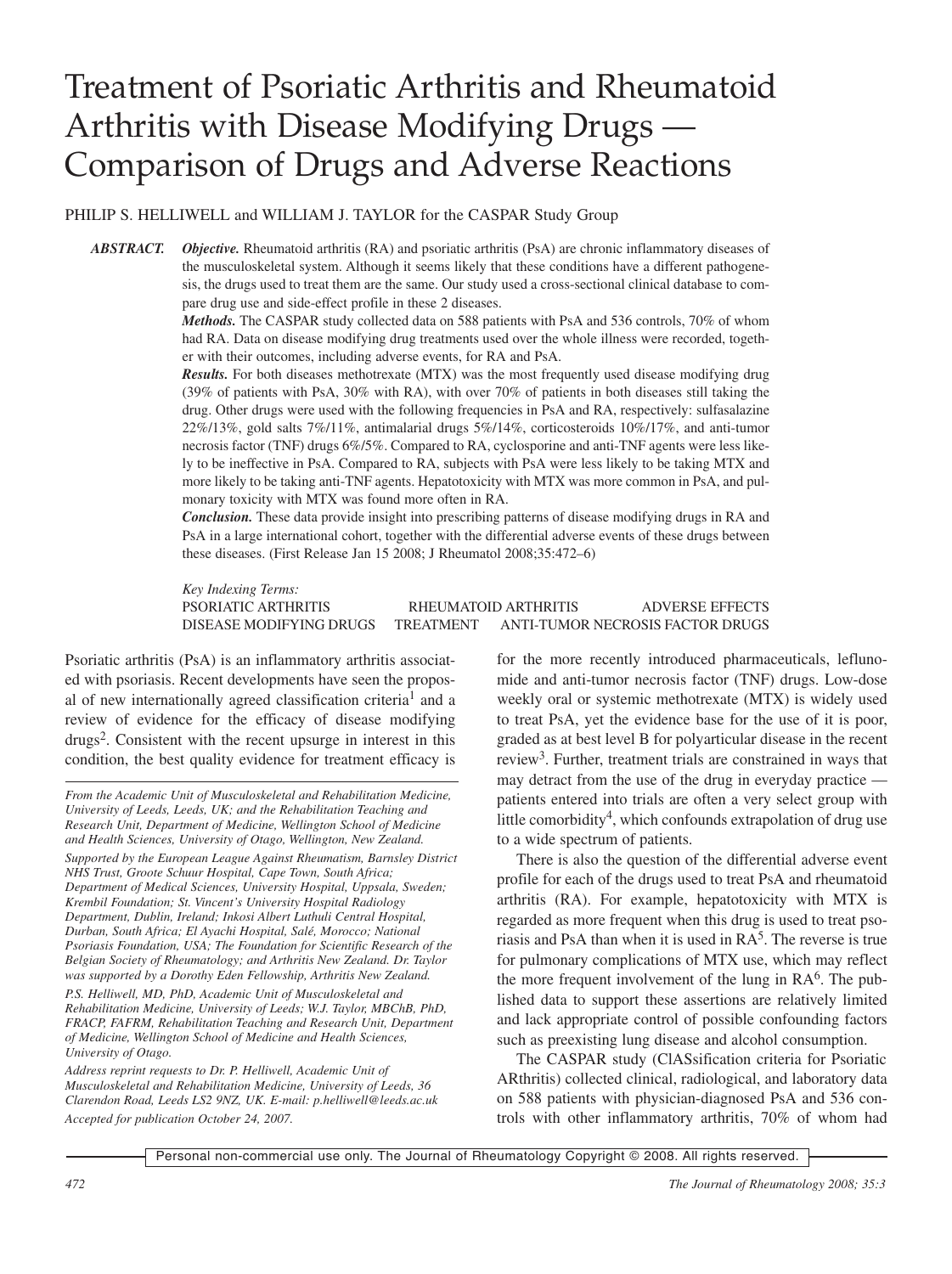# Treatment of Psoriatic Arthritis and Rheumatoid Arthritis with Disease Modifying Drugs — Comparison of Drugs and Adverse Reactions

PHILIP S. HELLIWELL and WILLIAM J. TAYLOR for the CASPAR Study Group

**ABSTRACT.** ***Objective.*** Rheumatoid arthritis (RA) and psoriatic arthritis (PsA) are chronic inflammatory diseases of the musculoskeletal system. Although it seems likely that these conditions have a different pathogenesis, the drugs used to treat them are the same. Our study used a cross-sectional clinical database to compare drug use and side-effect profile in these 2 diseases.

***Methods.*** The CASPAR study collected data on 588 patients with PsA and 536 controls, 70% of whom had RA. Data on disease modifying drug treatments used over the whole illness were recorded, together with their outcomes, including adverse events, for RA and PsA.

***Results.*** For both diseases methotrexate (MTX) was the most frequently used disease modifying drug (39% of patients with PsA, 30% with RA), with over 70% of patients in both diseases still taking the drug. Other drugs were used with the following frequencies in PsA and RA, respectively: sulfasalazine 22%/13%, gold salts 7%/11%, antimalarial drugs 5%/14%, corticosteroids 10%/17%, and anti-tumor necrosis factor (TNF) drugs 6%/5%. Compared to RA, cyclosporine and anti-TNF agents were less likely to be ineffective in PsA. Compared to RA, subjects with PsA were less likely to be taking MTX and more likely to be taking anti-TNF agents. Hepatotoxicity with MTX was more common in PsA, and pulmonary toxicity with MTX was found more often in RA.

***Conclusion.*** These data provide insight into prescribing patterns of disease modifying drugs in RA and PsA in a large international cohort, together with the differential adverse events of these drugs between these diseases. (First Release Jan 15 2008; J Rheumatol 2008;35:472–6)

*Key Indexing Terms:*
PSORIATIC ARTHRITIS — RHEUMATOID ARTHRITIS — ADVERSE EFFECTS — DISEASE MODIFYING DRUGS — TREATMENT — ANTI-TUMOR NECROSIS FACTOR DRUGS

Psoriatic arthritis (PsA) is an inflammatory arthritis associated with psoriasis. Recent developments have seen the proposal of new internationally agreed classification criteria[1] and a review of evidence for the efficacy of disease modifying drugs[2]. Consistent with the recent upsurge in interest in this condition, the best quality evidence for treatment efficacy is for the more recently introduced pharmaceuticals, leflunomide and anti-tumor necrosis factor (TNF) drugs. Low-dose weekly oral or systemic methotrexate (MTX) is widely used to treat PsA, yet the evidence base for the use of it is poor, graded as at best level B for polyarticular disease in the recent review[3]. Further, treatment trials are constrained in ways that may detract from the use of the drug in everyday practice — patients entered into trials are often a very select group with little comorbidity[4], which confounds extrapolation of drug use to a wide spectrum of patients.

There is also the question of the differential adverse event profile for each of the drugs used to treat PsA and rheumatoid arthritis (RA). For example, hepatotoxicity with MTX is regarded as more frequent when this drug is used to treat psoriasis and PsA than when it is used in RA[5]. The reverse is true for pulmonary complications of MTX use, which may reflect the more frequent involvement of the lung in RA[6]. The published data to support these assertions are relatively limited and lack appropriate control of possible confounding factors such as preexisting lung disease and alcohol consumption.

The CASPAR study (ClASsification criteria for Psoriatic ARthritis) collected clinical, radiological, and laboratory data on 588 patients with physician-diagnosed PsA and 536 controls with other inflammatory arthritis, 70% of whom had

*From the Academic Unit of Musculoskeletal and Rehabilitation Medicine, University of Leeds, Leeds, UK; and the Rehabilitation Teaching and Research Unit, Department of Medicine, Wellington School of Medicine and Health Sciences, University of Otago, Wellington, New Zealand.*

*Supported by the European League Against Rheumatism, Barnsley District NHS Trust, Groote Schuur Hospital, Cape Town, South Africa; Department of Medical Sciences, University Hospital, Uppsala, Sweden; Krembil Foundation; St. Vincent's University Hospital Radiology Department, Dublin, Ireland; Inkosi Albert Luthuli Central Hospital, Durban, South Africa; El Ayachi Hospital, Salé, Morocco; National Psoriasis Foundation, USA; The Foundation for Scientific Research of the Belgian Society of Rheumatology; and Arthritis New Zealand. Dr. Taylor was supported by a Dorothy Eden Fellowship, Arthritis New Zealand.*

*P.S. Helliwell, MD, PhD, Academic Unit of Musculoskeletal and Rehabilitation Medicine, University of Leeds; W.J. Taylor, MBChB, PhD, FRACP, FAFRM, Rehabilitation Teaching and Research Unit, Department of Medicine, Wellington School of Medicine and Health Sciences, University of Otago.*

*Address reprint requests to Dr. P. Helliwell, Academic Unit of Musculoskeletal and Rehabilitation Medicine, University of Leeds, 36 Clarendon Road, Leeds LS2 9NZ, UK. E-mail: p.helliwell@leeds.ac.uk*

*Accepted for publication October 24, 2007.*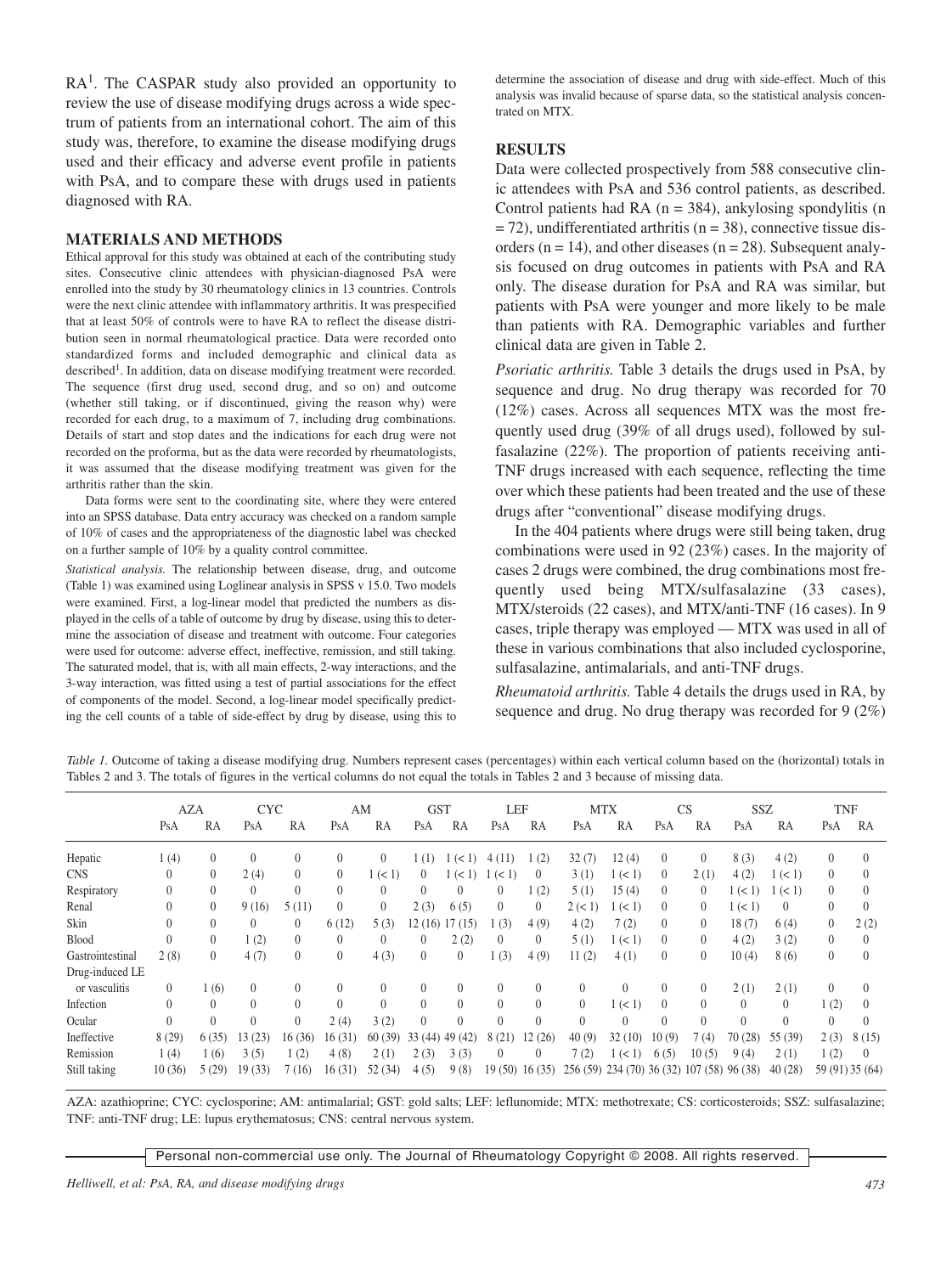RA[1]. The CASPAR study also provided an opportunity to review the use of disease modifying drugs across a wide spectrum of patients from an international cohort. The aim of this study was, therefore, to examine the disease modifying drugs used and their efficacy and adverse event profile in patients with PsA, and to compare these with drugs used in patients diagnosed with RA.

## MATERIALS AND METHODS

Ethical approval for this study was obtained at each of the contributing study sites. Consecutive clinic attendees with physician-diagnosed PsA were enrolled into the study by 30 rheumatology clinics in 13 countries. Controls were the next clinic attendee with inflammatory arthritis. It was prespecified that at least 50% of controls were to have RA to reflect the disease distribution seen in normal rheumatological practice. Data were recorded onto standardized forms and included demographic and clinical data as described[1]. In addition, data on disease modifying treatment were recorded. The sequence (first drug used, second drug, and so on) and outcome (whether still taking, or if discontinued, giving the reason why) were recorded for each drug, to a maximum of 7, including drug combinations. Details of start and stop dates and the indications for each drug were not recorded on the proforma, but as the data were recorded by rheumatologists, it was assumed that the disease modifying treatment was given for the arthritis rather than the skin.

Data forms were sent to the coordinating site, where they were entered into an SPSS database. Data entry accuracy was checked on a random sample of 10% of cases and the appropriateness of the diagnostic label was checked on a further sample of 10% by a quality control committee.

*Statistical analysis.* The relationship between disease, drug, and outcome (Table 1) was examined using Loglinear analysis in SPSS v 15.0. Two models were examined. First, a log-linear model that predicted the numbers as displayed in the cells of a table of outcome by drug by disease, using this to determine the association of disease and treatment with outcome. Four categories were used for outcome: adverse effect, ineffective, remission, and still taking. The saturated model, that is, with all main effects, 2-way interactions, and the 3-way interaction, was fitted using a test of partial associations for the effect of components of the model. Second, a log-linear model specifically predicting the cell counts of a table of side-effect by drug by disease, using this to determine the association of disease and drug with side-effect. Much of this analysis was invalid because of sparse data, so the statistical analysis concentrated on MTX.

## RESULTS

Data were collected prospectively from 588 consecutive clinic attendees with PsA and 536 control patients, as described. Control patients had RA (n = 384), ankylosing spondylitis (n = 72), undifferentiated arthritis (n = 38), connective tissue disorders (n = 14), and other diseases (n = 28). Subsequent analysis focused on drug outcomes in patients with PsA and RA only. The disease duration for PsA and RA was similar, but patients with PsA were younger and more likely to be male than patients with RA. Demographic variables and further clinical data are given in Table 2.

*Psoriatic arthritis.* Table 3 details the drugs used in PsA, by sequence and drug. No drug therapy was recorded for 70 (12%) cases. Across all sequences MTX was the most frequently used drug (39% of all drugs used), followed by sulfasalazine (22%). The proportion of patients receiving anti-TNF drugs increased with each sequence, reflecting the time over which these patients had been treated and the use of these drugs after "conventional" disease modifying drugs.

In the 404 patients where drugs were still being taken, drug combinations were used in 92 (23%) cases. In the majority of cases 2 drugs were combined, the drug combinations most frequently used being MTX/sulfasalazine (33 cases), MTX/steroids (22 cases), and MTX/anti-TNF (16 cases). In 9 cases, triple therapy was employed — MTX was used in all of these in various combinations that also included cyclosporine, sulfasalazine, antimalarials, and anti-TNF drugs.

*Rheumatoid arthritis.* Table 4 details the drugs used in RA, by sequence and drug. No drug therapy was recorded for 9 (2%)

*Table 1.* Outcome of taking a disease modifying drug. Numbers represent cases (percentages) within each vertical column based on the (horizontal) totals in Tables 2 and 3. The totals of figures in the vertical columns do not equal the totals in Tables 2 and 3 because of missing data.

| | AZA | | CYC | | AM | | GST | | LEF | | MTX | | CS | | SSZ | | TNF | |
|---|---|---|---|---|---|---|---|---|---|---|---|---|---|---|---|---|---|---|
| | PsA | RA | PsA | RA | PsA | RA | PsA | RA | PsA | RA | PsA | RA | PsA | RA | PsA | RA | PsA | RA |
| Hepatic | 1 (4) | 0 | 0 | 0 | 0 | 0 | 1 (1) | 1 (< 1) | 4 (11) | 1 (2) | 32 (7) | 12 (4) | 0 | 0 | 8 (3) | 4 (2) | 0 | 0 |
| CNS | 0 | 0 | 2 (4) | 0 | 0 | 1 (< 1) | 0 | 1 (< 1) | 1 (< 1) | 0 | 3 (1) | 1 (< 1) | 0 | 2 (1) | 4 (2) | 1 (< 1) | 0 | 0 |
| Respiratory | 0 | 0 | 0 | 0 | 0 | 0 | 0 | 0 | 0 | 1 (2) | 5 (1) | 15 (4) | 0 | 0 | 1 (< 1) | 1 (< 1) | 0 | 0 |
| Renal | 0 | 0 | 9 (16) | 5 (11) | 0 | 0 | 2 (3) | 6 (5) | 0 | 0 | 2 (< 1) | 1 (< 1) | 0 | 0 | 1 (< 1) | 0 | 0 | 0 |
| Skin | 0 | 0 | 0 | 0 | 6 (12) | 5 (3) | 12 (16) | 17 (15) | 1 (3) | 4 (9) | 4 (2) | 7 (2) | 0 | 0 | 18 (7) | 6 (4) | 0 | 2 (2) |
| Blood | 0 | 0 | 1 (2) | 0 | 0 | 0 | 0 | 2 (2) | 0 | 0 | 5 (1) | 1 (< 1) | 0 | 0 | 4 (2) | 3 (2) | 0 | 0 |
| Gastrointestinal | 2 (8) | 0 | 4 (7) | 0 | 0 | 4 (3) | 0 | 0 | 1 (3) | 4 (9) | 11 (2) | 4 (1) | 0 | 0 | 10 (4) | 8 (6) | 0 | 0 |
| Drug-induced LE or vasculitis | 0 | 1 (6) | 0 | 0 | 0 | 0 | 0 | 0 | 0 | 0 | 0 | 0 | 0 | 0 | 2 (1) | 2 (1) | 0 | 0 |
| Infection | 0 | 0 | 0 | 0 | 0 | 0 | 0 | 0 | 0 | 0 | 0 | 1 (< 1) | 0 | 0 | 0 | 0 | 1 (2) | 0 |
| Ocular | 0 | 0 | 0 | 0 | 2 (4) | 3 (2) | 0 | 0 | 0 | 0 | 0 | 0 | 0 | 0 | 0 | 0 | 0 | 0 |
| Ineffective | 8 (29) | 6 (35) | 13 (23) | 16 (36) | 16 (31) | 60 (39) | 33 (44) | 49 (42) | 8 (21) | 12 (26) | 40 (9) | 32 (10) | 10 (9) | 7 (4) | 70 (28) | 55 (39) | 2 (3) | 8 (15) |
| Remission | 1 (4) | 1 (6) | 3 (5) | 1 (2) | 4 (8) | 2 (1) | 2 (3) | 3 (3) | 0 | 0 | 7 (2) | 1 (< 1) | 6 (5) | 10 (5) | 9 (4) | 2 (1) | 1 (2) | 0 |
| Still taking | 10 (36) | 5 (29) | 19 (33) | 7 (16) | 16 (31) | 52 (34) | 4 (5) | 9 (8) | 19 (50) | 16 (35) | 256 (59) | 234 (70) | 36 (32) | 107 (58) | 96 (38) | 40 (28) | 59 (91) | 35 (64) |

AZA: azathioprine; CYC: cyclosporine; AM: antimalarial; GST: gold salts; LEF: leflunomide; MTX: methotrexate; CS: corticosteroids; SSZ: sulfasalazine; TNF: anti-TNF drug; LE: lupus erythematosus; CNS: central nervous system.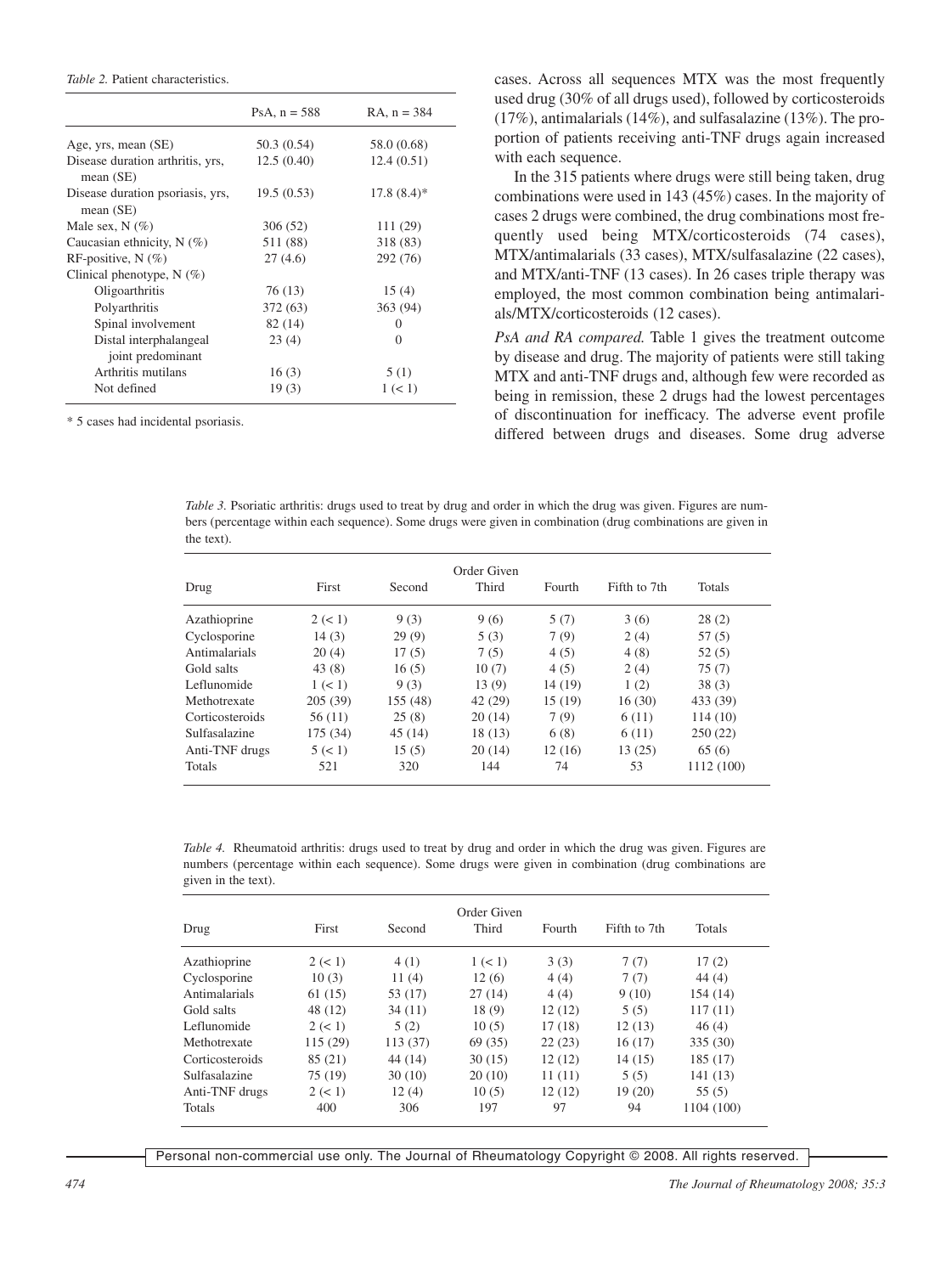*Table 2.* Patient characteristics.

| | PsA, n = 588 | RA, n = 384 |
|---|---|---|
| Age, yrs, mean (SE) | 50.3 (0.54) | 58.0 (0.68) |
| Disease duration arthritis, yrs, mean (SE) | 12.5 (0.40) | 12.4 (0.51) |
| Disease duration psoriasis, yrs, mean (SE) | 19.5 (0.53) | 17.8 (8.4)* |
| Male sex, N (%) | 306 (52) | 111 (29) |
| Caucasian ethnicity, N (%) | 511 (88) | 318 (83) |
| RF-positive, N (%) | 27 (4.6) | 292 (76) |
| Clinical phenotype, N (%) | | |
| Oligoarthritis | 76 (13) | 15 (4) |
| Polyarthritis | 372 (63) | 363 (94) |
| Spinal involvement | 82 (14) | 0 |
| Distal interphalangeal joint predominant | 23 (4) | 0 |
| Arthritis mutilans | 16 (3) | 5 (1) |
| Not defined | 19 (3) | 1 (< 1) |

\* 5 cases had incidental psoriasis.

cases. Across all sequences MTX was the most frequently used drug (30% of all drugs used), followed by corticosteroids (17%), antimalarials (14%), and sulfasalazine (13%). The proportion of patients receiving anti-TNF drugs again increased with each sequence.

In the 315 patients where drugs were still being taken, drug combinations were used in 143 (45%) cases. In the majority of cases 2 drugs were combined, the drug combinations most frequently used being MTX/corticosteroids (74 cases), MTX/antimalarials (33 cases), MTX/sulfasalazine (22 cases), and MTX/anti-TNF (13 cases). In 26 cases triple therapy was employed, the most common combination being antimalarials/MTX/corticosteroids (12 cases).

*PsA and RA compared.* Table 1 gives the treatment outcome by disease and drug. The majority of patients were still taking MTX and anti-TNF drugs and, although few were recorded as being in remission, these 2 drugs had the lowest percentages of discontinuation for inefficacy. The adverse event profile differed between drugs and diseases. Some drug adverse

*Table 3.* Psoriatic arthritis: drugs used to treat by drug and order in which the drug was given. Figures are numbers (percentage within each sequence). Some drugs were given in combination (drug combinations are given in the text).

| | Order Given | | | | | |
|---|---|---|---|---|---|---|
| Drug | First | Second | Third | Fourth | Fifth to 7th | Totals |
| Azathioprine | 2 (< 1) | 9 (3) | 9 (6) | 5 (7) | 3 (6) | 28 (2) |
| Cyclosporine | 14 (3) | 29 (9) | 5 (3) | 7 (9) | 2 (4) | 57 (5) |
| Antimalarials | 20 (4) | 17 (5) | 7 (5) | 4 (5) | 4 (8) | 52 (5) |
| Gold salts | 43 (8) | 16 (5) | 10 (7) | 4 (5) | 2 (4) | 75 (7) |
| Leflunomide | 1 (< 1) | 9 (3) | 13 (9) | 14 (19) | 1 (2) | 38 (3) |
| Methotrexate | 205 (39) | 155 (48) | 42 (29) | 15 (19) | 16 (30) | 433 (39) |
| Corticosteroids | 56 (11) | 25 (8) | 20 (14) | 7 (9) | 6 (11) | 114 (10) |
| Sulfasalazine | 175 (34) | 45 (14) | 18 (13) | 6 (8) | 6 (11) | 250 (22) |
| Anti-TNF drugs | 5 (< 1) | 15 (5) | 20 (14) | 12 (16) | 13 (25) | 65 (6) |
| Totals | 521 | 320 | 144 | 74 | 53 | 1112 (100) |

*Table 4.* Rheumatoid arthritis: drugs used to treat by drug and order in which the drug was given. Figures are numbers (percentage within each sequence). Some drugs were given in combination (drug combinations are given in the text).

| | Order Given | | | | | |
|---|---|---|---|---|---|---|
| Drug | First | Second | Third | Fourth | Fifth to 7th | Totals |
| Azathioprine | 2 (< 1) | 4 (1) | 1 (< 1) | 3 (3) | 7 (7) | 17 (2) |
| Cyclosporine | 10 (3) | 11 (4) | 12 (6) | 4 (4) | 7 (7) | 44 (4) |
| Antimalarials | 61 (15) | 53 (17) | 27 (14) | 4 (4) | 9 (10) | 154 (14) |
| Gold salts | 48 (12) | 34 (11) | 18 (9) | 12 (12) | 5 (5) | 117 (11) |
| Leflunomide | 2 (< 1) | 5 (2) | 10 (5) | 17 (18) | 12 (13) | 46 (4) |
| Methotrexate | 115 (29) | 113 (37) | 69 (35) | 22 (23) | 16 (17) | 335 (30) |
| Corticosteroids | 85 (21) | 44 (14) | 30 (15) | 12 (12) | 14 (15) | 185 (17) |
| Sulfasalazine | 75 (19) | 30 (10) | 20 (10) | 11 (11) | 5 (5) | 141 (13) |
| Anti-TNF drugs | 2 (< 1) | 12 (4) | 10 (5) | 12 (12) | 19 (20) | 55 (5) |
| Totals | 400 | 306 | 197 | 97 | 94 | 1104 (100) |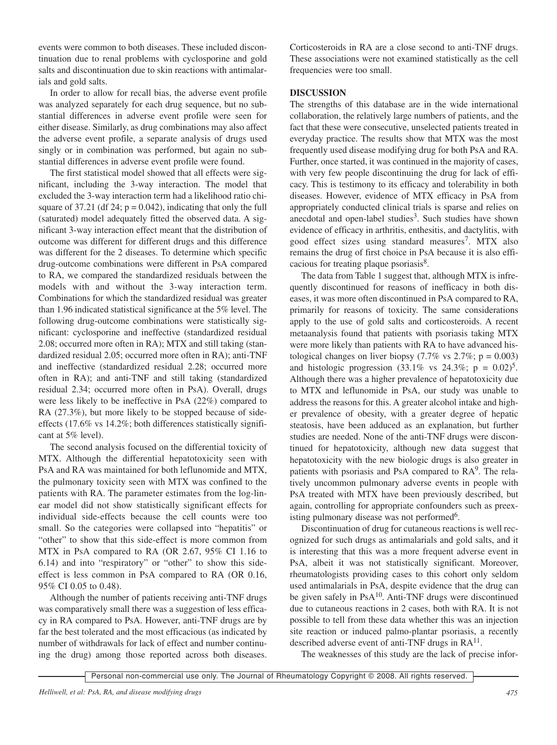events were common to both diseases. These included discontinuation due to renal problems with cyclosporine and gold salts and discontinuation due to skin reactions with antimalarials and gold salts.

In order to allow for recall bias, the adverse event profile was analyzed separately for each drug sequence, but no substantial differences in adverse event profile were seen for either disease. Similarly, as drug combinations may also affect the adverse event profile, a separate analysis of drugs used singly or in combination was performed, but again no substantial differences in adverse event profile were found.

The first statistical model showed that all effects were significant, including the 3-way interaction. The model that excluded the 3-way interaction term had a likelihood ratio chi-square of 37.21 (df 24; $p = 0.042$), indicating that only the full (saturated) model adequately fitted the observed data. A significant 3-way interaction effect meant that the distribution of outcome was different for different drugs and this difference was different for the 2 diseases. To determine which specific drug-outcome combinations were different in PsA compared to RA, we compared the standardized residuals between the models with and without the 3-way interaction term. Combinations for which the standardized residual was greater than 1.96 indicated statistical significance at the 5% level. The following drug-outcome combinations were statistically significant: cyclosporine and ineffective (standardized residual 2.08; occurred more often in RA); MTX and still taking (standardized residual 2.05; occurred more often in RA); anti-TNF and ineffective (standardized residual 2.28; occurred more often in RA); and anti-TNF and still taking (standardized residual 2.34; occurred more often in PsA). Overall, drugs were less likely to be ineffective in PsA (22%) compared to RA (27.3%), but more likely to be stopped because of side-effects (17.6% vs 14.2%; both differences statistically significant at 5% level).

The second analysis focused on the differential toxicity of MTX. Although the differential hepatotoxicity seen with PsA and RA was maintained for both leflunomide and MTX, the pulmonary toxicity seen with MTX was confined to the patients with RA. The parameter estimates from the log-linear model did not show statistically significant effects for individual side-effects because the cell counts were too small. So the categories were collapsed into "hepatitis" or "other" to show that this side-effect is more common from MTX in PsA compared to RA (OR 2.67, 95% CI 1.16 to 6.14) and into "respiratory" or "other" to show this side-effect is less common in PsA compared to RA (OR 0.16, 95% CI 0.05 to 0.48).

Although the number of patients receiving anti-TNF drugs was comparatively small there was a suggestion of less efficacy in RA compared to PsA. However, anti-TNF drugs are by far the best tolerated and the most efficacious (as indicated by number of withdrawals for lack of effect and number continuing the drug) among those reported across both diseases. Corticosteroids in RA are a close second to anti-TNF drugs. These associations were not examined statistically as the cell frequencies were too small.

## DISCUSSION

The strengths of this database are in the wide international collaboration, the relatively large numbers of patients, and the fact that these were consecutive, unselected patients treated in everyday practice. The results show that MTX was the most frequently used disease modifying drug for both PsA and RA. Further, once started, it was continued in the majority of cases, with very few people discontinuing the drug for lack of efficacy. This is testimony to its efficacy and tolerability in both diseases. However, evidence of MTX efficacy in PsA from appropriately conducted clinical trials is sparse and relies on anecdotal and open-label studies[3]. Such studies have shown evidence of efficacy in arthritis, enthesitis, and dactylitis, with good effect sizes using standard measures[7]. MTX also remains the drug of first choice in PsA because it is also efficacious for treating plaque psoriasis[8].

The data from Table 1 suggest that, although MTX is infrequently discontinued for reasons of inefficacy in both diseases, it was more often discontinued in PsA compared to RA, primarily for reasons of toxicity. The same considerations apply to the use of gold salts and corticosteroids. A recent metaanalysis found that patients with psoriasis taking MTX were more likely than patients with RA to have advanced histological changes on liver biopsy (7.7% vs 2.7%; $p = 0.003$) and histologic progression (33.1% vs 24.3%; $p = 0.02$)[5]. Although there was a higher prevalence of hepatotoxicity due to MTX and leflunomide in PsA, our study was unable to address the reasons for this. A greater alcohol intake and higher prevalence of obesity, with a greater degree of hepatic steatosis, have been adduced as an explanation, but further studies are needed. None of the anti-TNF drugs were discontinued for hepatotoxicity, although new data suggest that hepatotoxicity with the new biologic drugs is also greater in patients with psoriasis and PsA compared to RA[9]. The relatively uncommon pulmonary adverse events in people with PsA treated with MTX have been previously described, but again, controlling for appropriate confounders such as preexisting pulmonary disease was not performed[6].

Discontinuation of drug for cutaneous reactions is well recognized for such drugs as antimalarials and gold salts, and it is interesting that this was a more frequent adverse event in PsA, albeit it was not statistically significant. Moreover, rheumatologists providing cases to this cohort only seldom used antimalarials in PsA, despite evidence that the drug can be given safely in PsA[10]. Anti-TNF drugs were discontinued due to cutaneous reactions in 2 cases, both with RA. It is not possible to tell from these data whether this was an injection site reaction or induced palmo-plantar psoriasis, a recently described adverse event of anti-TNF drugs in RA[11].

The weaknesses of this study are the lack of precise infor-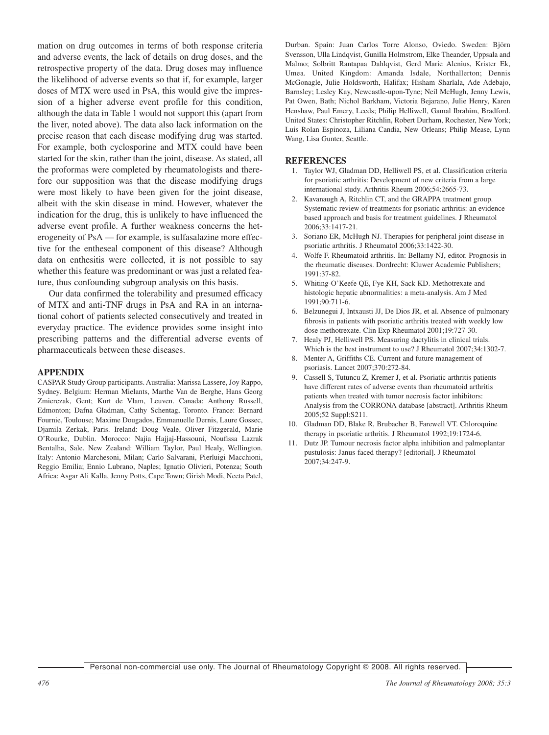mation on drug outcomes in terms of both response criteria and adverse events, the lack of details on drug doses, and the retrospective property of the data. Drug doses may influence the likelihood of adverse events so that if, for example, larger doses of MTX were used in PsA, this would give the impression of a higher adverse event profile for this condition, although the data in Table 1 would not support this (apart from the liver, noted above). The data also lack information on the precise reason that each disease modifying drug was started. For example, both cyclosporine and MTX could have been started for the skin, rather than the joint, disease. As stated, all the proformas were completed by rheumatologists and therefore our supposition was that the disease modifying drugs were most likely to have been given for the joint disease, albeit with the skin disease in mind. However, whatever the indication for the drug, this is unlikely to have influenced the adverse event profile. A further weakness concerns the heterogeneity of PsA — for example, is sulfasalazine more effective for the entheseal component of this disease? Although data on enthesitis were collected, it is not possible to say whether this feature was predominant or was just a related feature, thus confounding subgroup analysis on this basis.

Our data confirmed the tolerability and presumed efficacy of MTX and anti-TNF drugs in PsA and RA in an international cohort of patients selected consecutively and treated in everyday practice. The evidence provides some insight into prescribing patterns and the differential adverse events of pharmaceuticals between these diseases.

## APPENDIX

CASPAR Study Group participants. Australia: Marissa Lassere, Joy Rappo, Sydney. Belgium: Herman Mielants, Marthe Van de Berghe, Hans Georg Zmierczak, Gent; Kurt de Vlam, Leuven. Canada: Anthony Russell, Edmonton; Dafna Gladman, Cathy Schentag, Toronto. France: Bernard Fournie, Toulouse; Maxime Dougados, Emmanuelle Dernis, Laure Gossec, Djamila Zerkak, Paris. Ireland: Doug Veale, Oliver Fitzgerald, Marie O'Rourke, Dublin. Morocco: Najia Hajjaj-Hassouni, Noufissa Lazrak Bentalha, Sale. New Zealand: William Taylor, Paul Healy, Wellington. Italy: Antonio Marchesoni, Milan; Carlo Salvarani, Pierluigi Macchioni, Reggio Emilia; Ennio Lubrano, Naples; Ignatio Olivieri, Potenza; South Africa: Asgar Ali Kalla, Jenny Potts, Cape Town; Girish Modi, Neeta Patel, Durban. Spain: Juan Carlos Torre Alonso, Oviedo. Sweden: Björn Svensson, Ulla Lindqvist, Gunilla Holmstrom, Elke Theander, Uppsala and Malmo; Solbritt Rantapaa Dahlqvist, Gerd Marie Alenius, Krister Ek, Umea. United Kingdom: Amanda Isdale, Northallerton; Dennis McGonagle, Julie Holdsworth, Halifax; Hisham Sharlala, Ade Adebajo, Barnsley; Lesley Kay, Newcastle-upon-Tyne; Neil McHugh, Jenny Lewis, Pat Owen, Bath; Nichol Barkham, Victoria Bejarano, Julie Henry, Karen Henshaw, Paul Emery, Leeds; Philip Helliwell, Gamal Ibrahim, Bradford. United States: Christopher Ritchlin, Robert Durham, Rochester, New York; Luis Rolan Espinoza, Liliana Candia, New Orleans; Philip Mease, Lynn Wang, Lisa Gunter, Seattle.

## REFERENCES

1. Taylor WJ, Gladman DD, Helliwell PS, et al. Classification criteria for psoriatic arthritis: Development of new criteria from a large international study. Arthritis Rheum 2006;54:2665-73.
2. Kavanaugh A, Ritchlin CT, and the GRAPPA treatment group. Systematic review of treatments for psoriatic arthritis: an evidence based approach and basis for treatment guidelines. J Rheumatol 2006;33:1417-21.
3. Soriano ER, McHugh NJ. Therapies for peripheral joint disease in psoriatic arthritis. J Rheumatol 2006;33:1422-30.
4. Wolfe F. Rheumatoid arthritis. In: Bellamy NJ, editor. Prognosis in the rheumatic diseases. Dordrecht: Kluwer Academic Publishers; 1991:37-82.
5. Whiting-O'Keefe QE, Fye KH, Sack KD. Methotrexate and histologic hepatic abnormalities: a meta-analysis. Am J Med 1991;90:711-6.
6. Belzunegui J, Intxausti JJ, De Dios JR, et al. Absence of pulmonary fibrosis in patients with psoriatic arthritis treated with weekly low dose methotrexate. Clin Exp Rheumatol 2001;19:727-30.
7. Healy PJ, Helliwell PS. Measuring dactylitis in clinical trials. Which is the best instrument to use? J Rheumatol 2007;34:1302-7.
8. Menter A, Griffiths CE. Current and future management of psoriasis. Lancet 2007;370:272-84.
9. Cassell S, Tutuncu Z, Kremer J, et al. Psoriatic arthritis patients have different rates of adverse events than rheumatoid arthritis patients when treated with tumor necrosis factor inhibitors: Analysis from the CORRONA database [abstract]. Arthritis Rheum 2005;52 Suppl:S211.
10. Gladman DD, Blake R, Brubacher B, Farewell VT. Chloroquine therapy in psoriatic arthritis. J Rheumatol 1992;19:1724-6.
11. Dutz JP. Tumour necrosis factor alpha inhibition and palmoplantar pustulosis: Janus-faced therapy? [editorial]. J Rheumatol 2007;34:247-9.